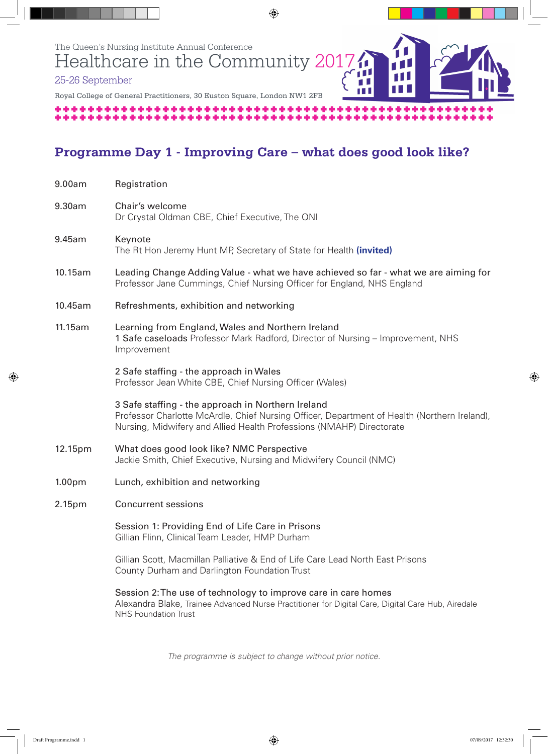The Queen's Nursing Institute Annual Conference

# Healthcare in the Community 2017

25-26 September

Royal College of General Practitioners, 30 Euston Square, London NW1 2FB

## Programme Day 1 - Improving Care – what does good look like?

| | |
|---|---|
| 9.00am | Registration |
| 9.30am | Chair's welcome<br>Dr Crystal Oldman CBE, Chief Executive, The QNI |
| 9.45am | Keynote<br>The Rt Hon Jeremy Hunt MP, Secretary of State for Health **(invited)** |
| 10.15am | Leading Change Adding Value - what we have achieved so far - what we are aiming for<br>Professor Jane Cummings, Chief Nursing Officer for England, NHS England |
| 10.45am | Refreshments, exhibition and networking |
| 11.15am | Learning from England, Wales and Northern Ireland<br>1 Safe caseloads Professor Mark Radford, Director of Nursing – Improvement, NHS Improvement<br><br>2 Safe staffing - the approach in Wales<br>Professor Jean White CBE, Chief Nursing Officer (Wales)<br><br>3 Safe staffing - the approach in Northern Ireland<br>Professor Charlotte McArdle, Chief Nursing Officer, Department of Health (Northern Ireland), Nursing, Midwifery and Allied Health Professions (NMAHP) Directorate |
| 12.15pm | What does good look like? NMC Perspective<br>Jackie Smith, Chief Executive, Nursing and Midwifery Council (NMC) |
| 1.00pm | Lunch, exhibition and networking |
| 2.15pm | Concurrent sessions<br><br>Session 1: Providing End of Life Care in Prisons<br>Gillian Flinn, Clinical Team Leader, HMP Durham<br><br>Gillian Scott, Macmillan Palliative & End of Life Care Lead North East Prisons<br>County Durham and Darlington Foundation Trust<br><br>Session 2: The use of technology to improve care in care homes<br>Alexandra Blake, Trainee Advanced Nurse Practitioner for Digital Care, Digital Care Hub, Airedale NHS Foundation Trust |

*The programme is subject to change without prior notice.*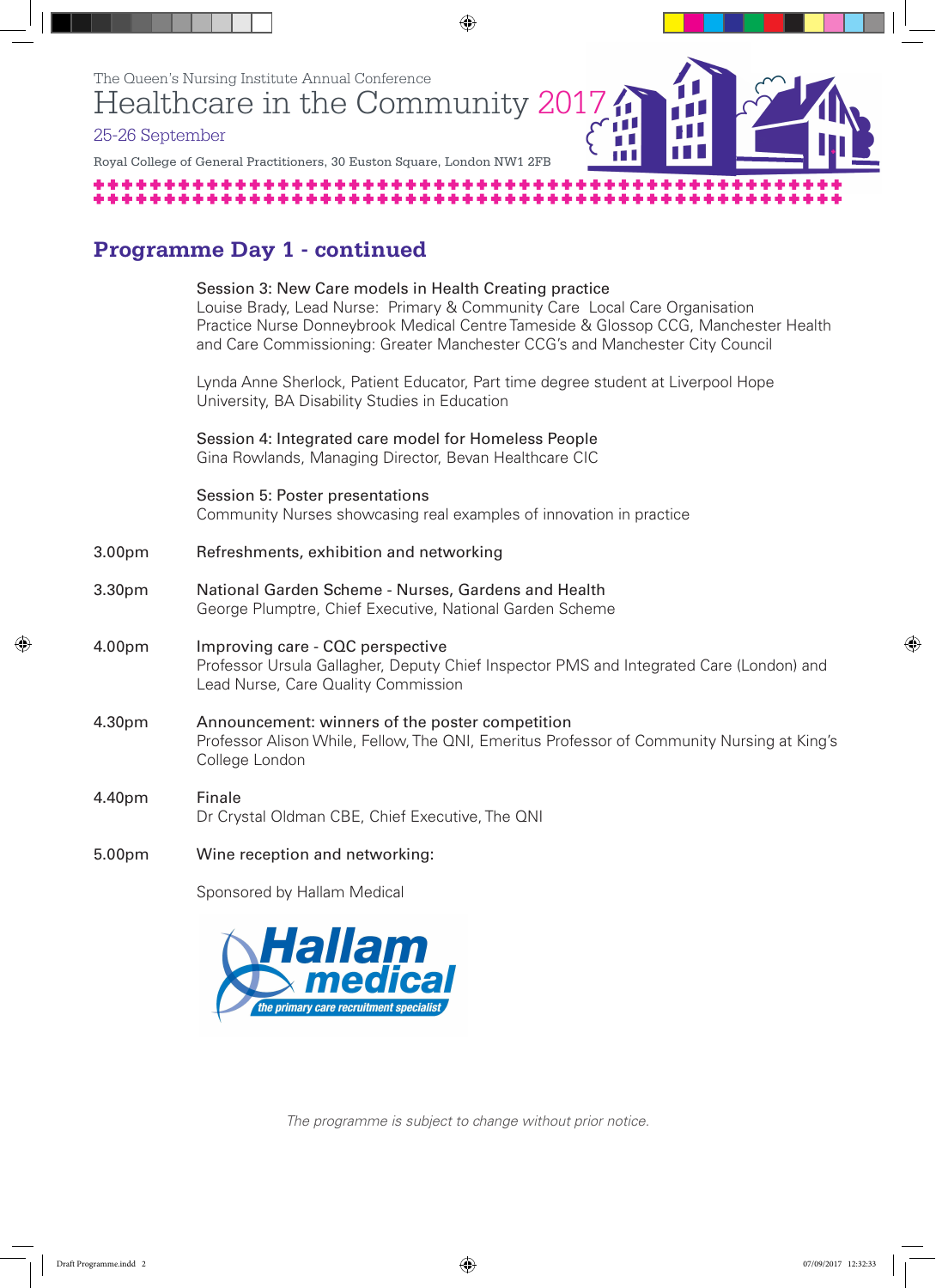The Queen's Nursing Institute Annual Conference

# Healthcare in the Community 2017

25-26 September

Royal College of General Practitioners, 30 Euston Square, London NW1 2FB

## Programme Day 1 - continued

| | |
|---|---|
| | Session 3: New Care models in Health Creating practice<br>Louise Brady, Lead Nurse: Primary & Community Care Local Care Organisation Practice Nurse Donneybrook Medical Centre Tameside & Glossop CCG, Manchester Health and Care Commissioning: Greater Manchester CCG's and Manchester City Council<br><br>Lynda Anne Sherlock, Patient Educator, Part time degree student at Liverpool Hope University, BA Disability Studies in Education |
| | Session 4: Integrated care model for Homeless People<br>Gina Rowlands, Managing Director, Bevan Healthcare CIC |
| | Session 5: Poster presentations<br>Community Nurses showcasing real examples of innovation in practice |
| 3.00pm | Refreshments, exhibition and networking |
| 3.30pm | National Garden Scheme - Nurses, Gardens and Health<br>George Plumptre, Chief Executive, National Garden Scheme |
| 4.00pm | Improving care - CQC perspective<br>Professor Ursula Gallagher, Deputy Chief Inspector PMS and Integrated Care (London) and Lead Nurse, Care Quality Commission |
| 4.30pm | Announcement: winners of the poster competition<br>Professor Alison While, Fellow, The QNI, Emeritus Professor of Community Nursing at King's College London |
| 4.40pm | Finale<br>Dr Crystal Oldman CBE, Chief Executive, The QNI |
| 5.00pm | Wine reception and networking:<br><br>Sponsored by Hallam Medical |

Hallam medical – the primary care recruitment specialist

*The programme is subject to change without prior notice.*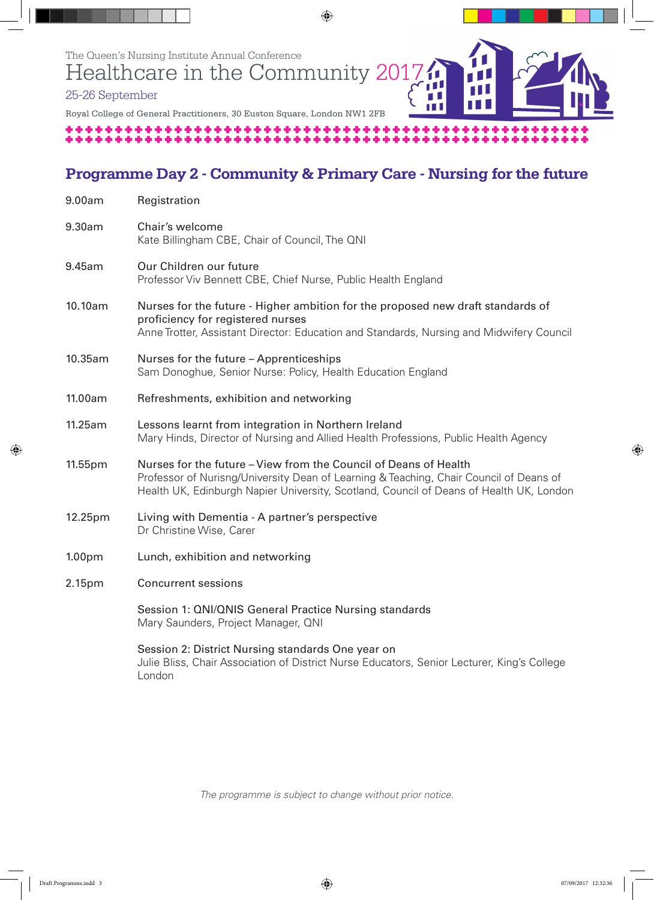The Queen's Nursing Institute Annual Conference

# Healthcare in the Community 2017

25-26 September

Royal College of General Practitioners, 30 Euston Square, London NW1 2FB

## Programme Day 2 - Community & Primary Care - Nursing for the future

| | |
|---|---|
| 9.00am | Registration |
| 9.30am | Chair's welcome<br>Kate Billingham CBE, Chair of Council, The QNI |
| 9.45am | Our Children our future<br>Professor Viv Bennett CBE, Chief Nurse, Public Health England |
| 10.10am | Nurses for the future - Higher ambition for the proposed new draft standards of proficiency for registered nurses<br>Anne Trotter, Assistant Director: Education and Standards, Nursing and Midwifery Council |
| 10.35am | Nurses for the future – Apprenticeships<br>Sam Donoghue, Senior Nurse: Policy, Health Education England |
| 11.00am | Refreshments, exhibition and networking |
| 11.25am | Lessons learnt from integration in Northern Ireland<br>Mary Hinds, Director of Nursing and Allied Health Professions, Public Health Agency |
| 11.55pm | Nurses for the future – View from the Council of Deans of Health<br>Professor of Nurisng/University Dean of Learning & Teaching, Chair Council of Deans of Health UK, Edinburgh Napier University, Scotland, Council of Deans of Health UK, London |
| 12.25pm | Living with Dementia - A partner's perspective<br>Dr Christine Wise, Carer |
| 1.00pm | Lunch, exhibition and networking |
| 2.15pm | Concurrent sessions<br><br>Session 1: QNI/QNIS General Practice Nursing standards<br>Mary Saunders, Project Manager, QNI<br><br>Session 2: District Nursing standards One year on<br>Julie Bliss, Chair Association of District Nurse Educators, Senior Lecturer, King's College London |

*The programme is subject to change without prior notice.*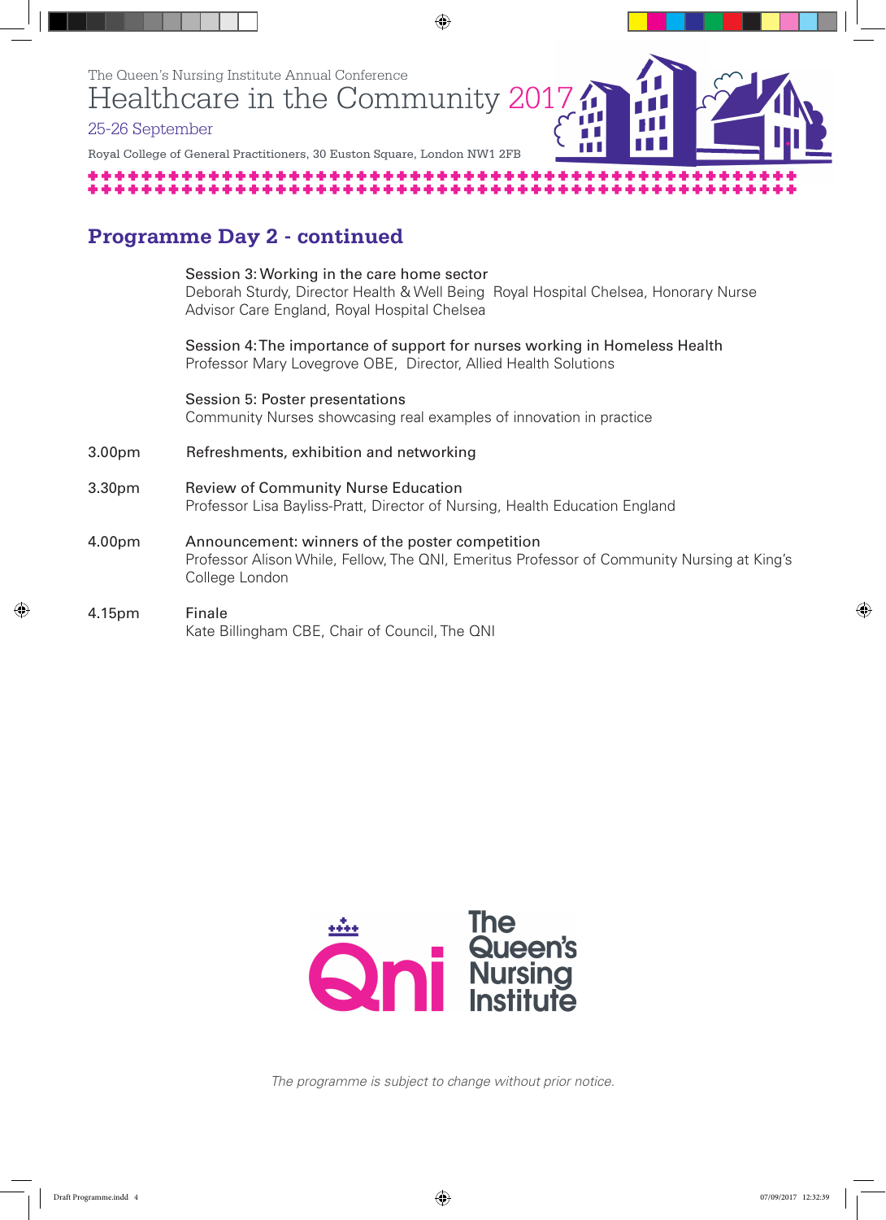The Queen's Nursing Institute Annual Conference

Healthcare in the Community 2017

25-26 September

Royal College of General Practitioners, 30 Euston Square, London NW1 2FB

## Programme Day 2 - continued

Session 3: Working in the care home sector
Deborah Sturdy, Director Health & Well Being Royal Hospital Chelsea, Honorary Nurse Advisor Care England, Royal Hospital Chelsea

Session 4: The importance of support for nurses working in Homeless Health
Professor Mary Lovegrove OBE, Director, Allied Health Solutions

Session 5: Poster presentations
Community Nurses showcasing real examples of innovation in practice

| | |
|---|---|
| 3.00pm | Refreshments, exhibition and networking |
| 3.30pm | Review of Community Nurse Education<br>Professor Lisa Bayliss-Pratt, Director of Nursing, Health Education England |
| 4.00pm | Announcement: winners of the poster competition<br>Professor Alison While, Fellow, The QNI, Emeritus Professor of Community Nursing at King's College London |
| 4.15pm | Finale<br>Kate Billingham CBE, Chair of Council, The QNI |

QNI The Queen's Nursing Institute

*The programme is subject to change without prior notice.*